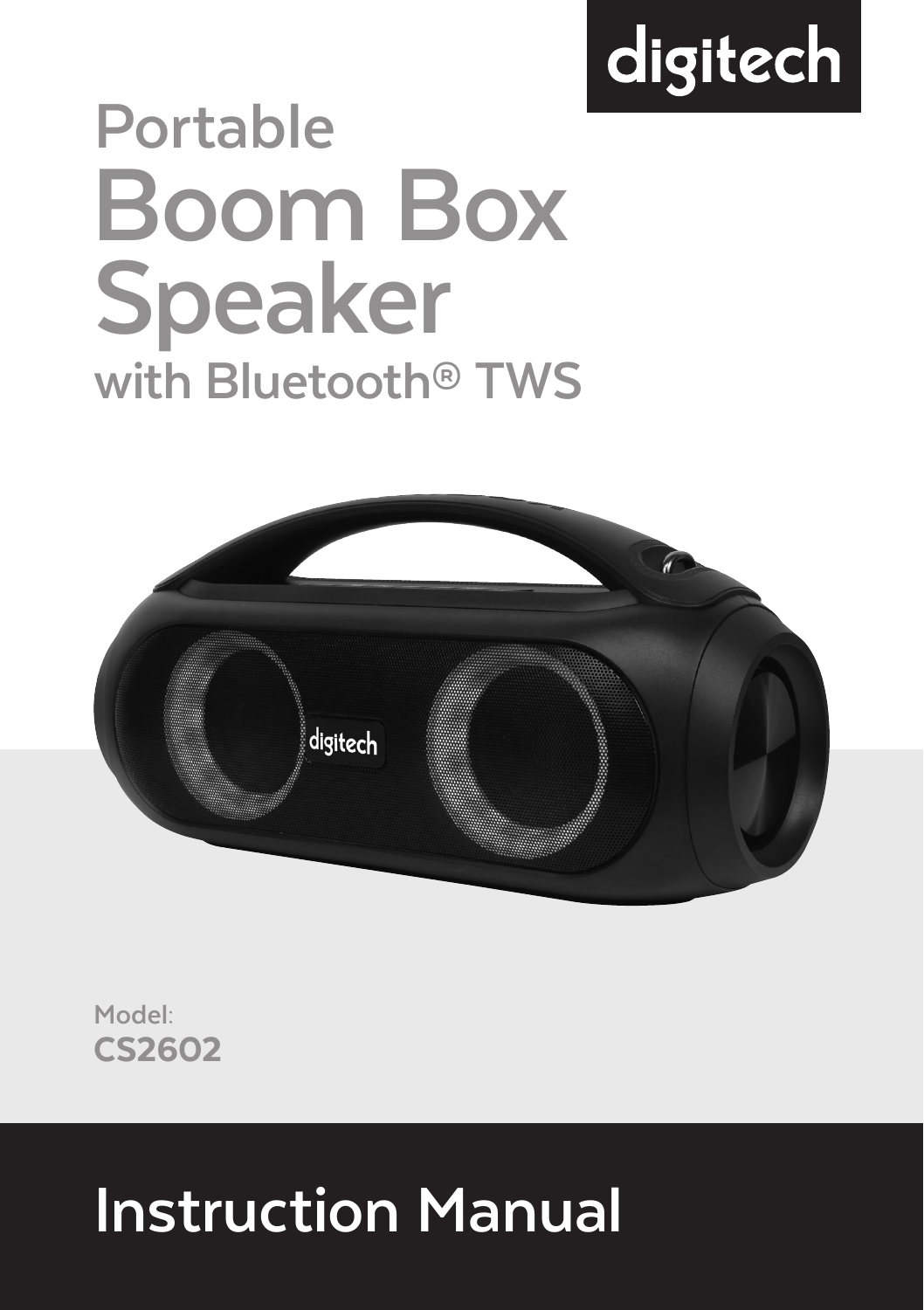digitech

Portable

# Boom Box Speaker

with Bluetooth® TWS

Model:

**CS2602**

# Instruction Manual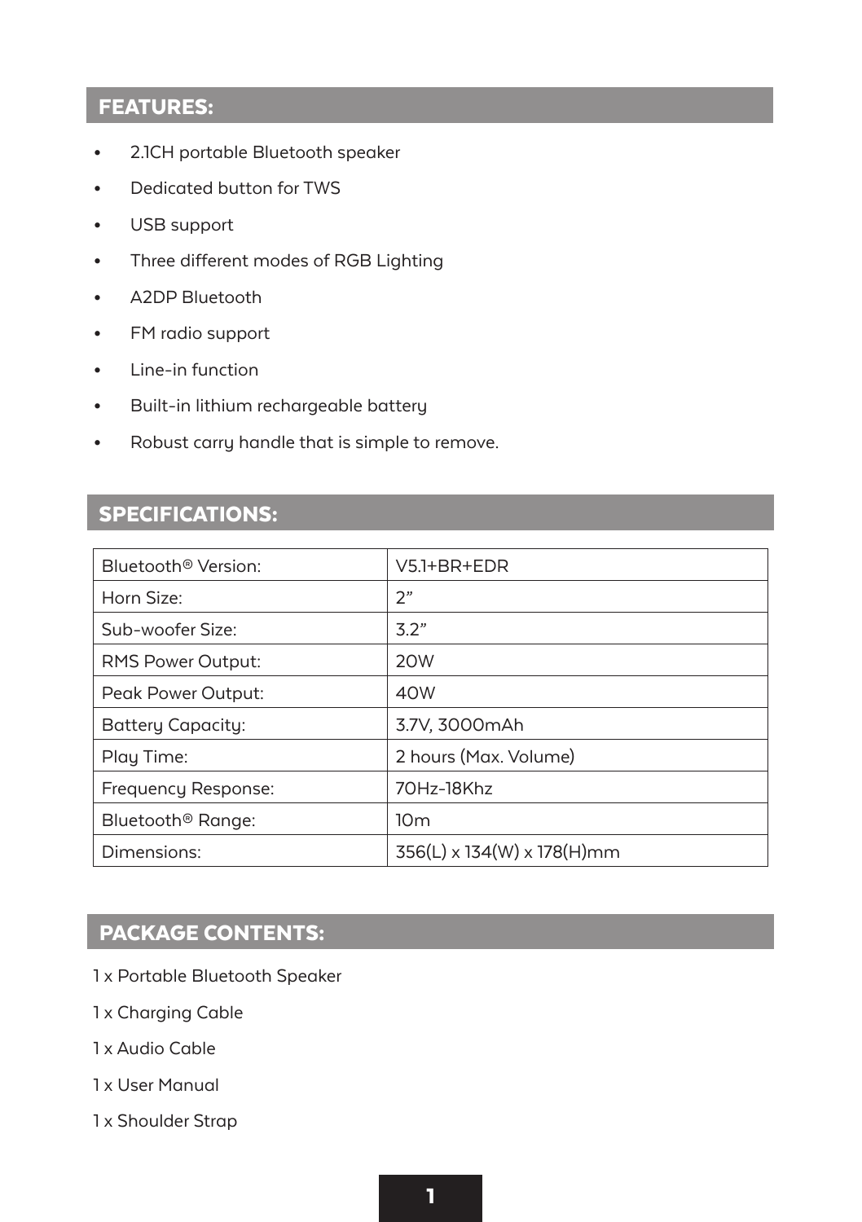## FEATURES:

- 2.1CH portable Bluetooth speaker
- Dedicated button for TWS
- USB support
- Three different modes of RGB Lighting
- A2DP Bluetooth
- FM radio support
- Line-in function
- Built-in lithium rechargeable battery
- Robust carry handle that is simple to remove.

## SPECIFICATIONS:

| | |
|---|---|
| Bluetooth® Version: | V5.1+BR+EDR |
| Horn Size: | 2" |
| Sub-woofer Size: | 3.2" |
| RMS Power Output: | 20W |
| Peak Power Output: | 40W |
| Battery Capacity: | 3.7V, 3000mAh |
| Play Time: | 2 hours (Max. Volume) |
| Frequency Response: | 70Hz-18Khz |
| Bluetooth® Range: | 10m |
| Dimensions: | 356(L) x 134(W) x 178(H)mm |

## PACKAGE CONTENTS:

1 x Portable Bluetooth Speaker

1 x Charging Cable

1 x Audio Cable

1 x User Manual

1 x Shoulder Strap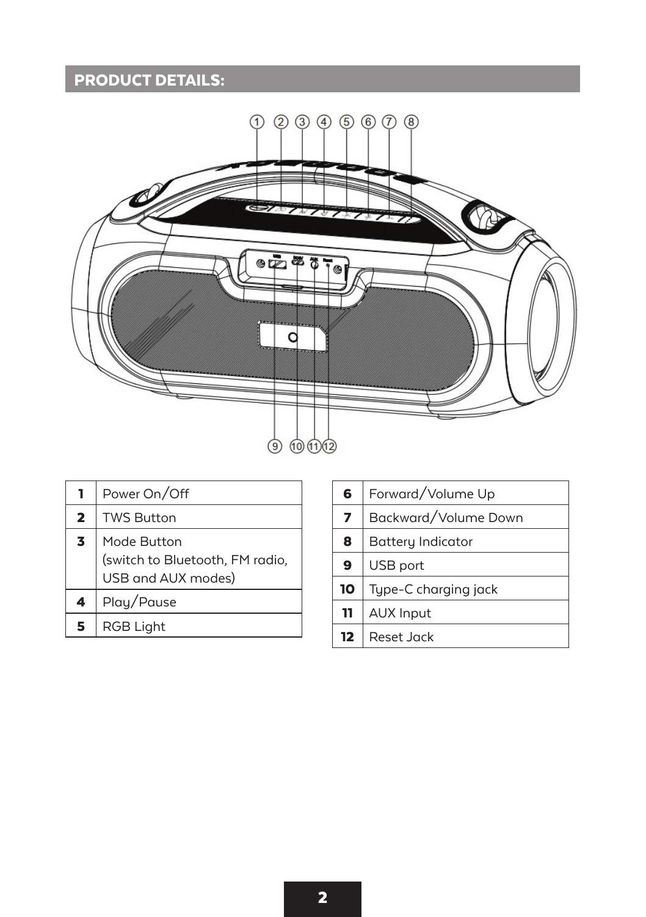## PRODUCT DETAILS:

| | |
|---|---|
| **1** | Power On/Off |
| **2** | TWS Button |
| **3** | Mode Button (switch to Bluetooth, FM radio, USB and AUX modes) |
| **4** | Play/Pause |
| **5** | RGB Light |

| | |
|---|---|
| **6** | Forward/Volume Up |
| **7** | Backward/Volume Down |
| **8** | Battery Indicator |
| **9** | USB port |
| **10** | Type-C charging jack |
| **11** | AUX Input |
| **12** | Reset Jack |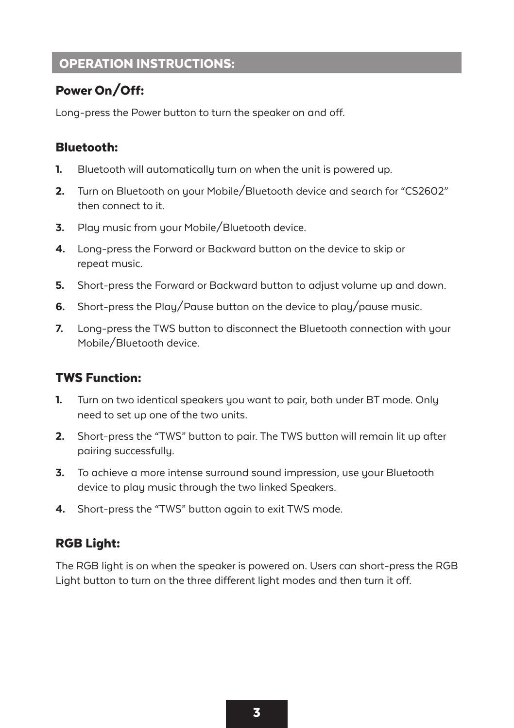## OPERATION INSTRUCTIONS:

### Power On/Off:

Long-press the Power button to turn the speaker on and off.

### Bluetooth:

1. Bluetooth will automatically turn on when the unit is powered up.
2. Turn on Bluetooth on your Mobile/Bluetooth device and search for "CS2602" then connect to it.
3. Play music from your Mobile/Bluetooth device.
4. Long-press the Forward or Backward button on the device to skip or repeat music.
5. Short-press the Forward or Backward button to adjust volume up and down.
6. Short-press the Play/Pause button on the device to play/pause music.
7. Long-press the TWS button to disconnect the Bluetooth connection with your Mobile/Bluetooth device.

### TWS Function:

1. Turn on two identical speakers you want to pair, both under BT mode. Only need to set up one of the two units.
2. Short-press the "TWS" button to pair. The TWS button will remain lit up after pairing successfully.
3. To achieve a more intense surround sound impression, use your Bluetooth device to play music through the two linked Speakers.
4. Short-press the "TWS" button again to exit TWS mode.

### RGB Light:

The RGB light is on when the speaker is powered on. Users can short-press the RGB Light button to turn on the three different light modes and then turn it off.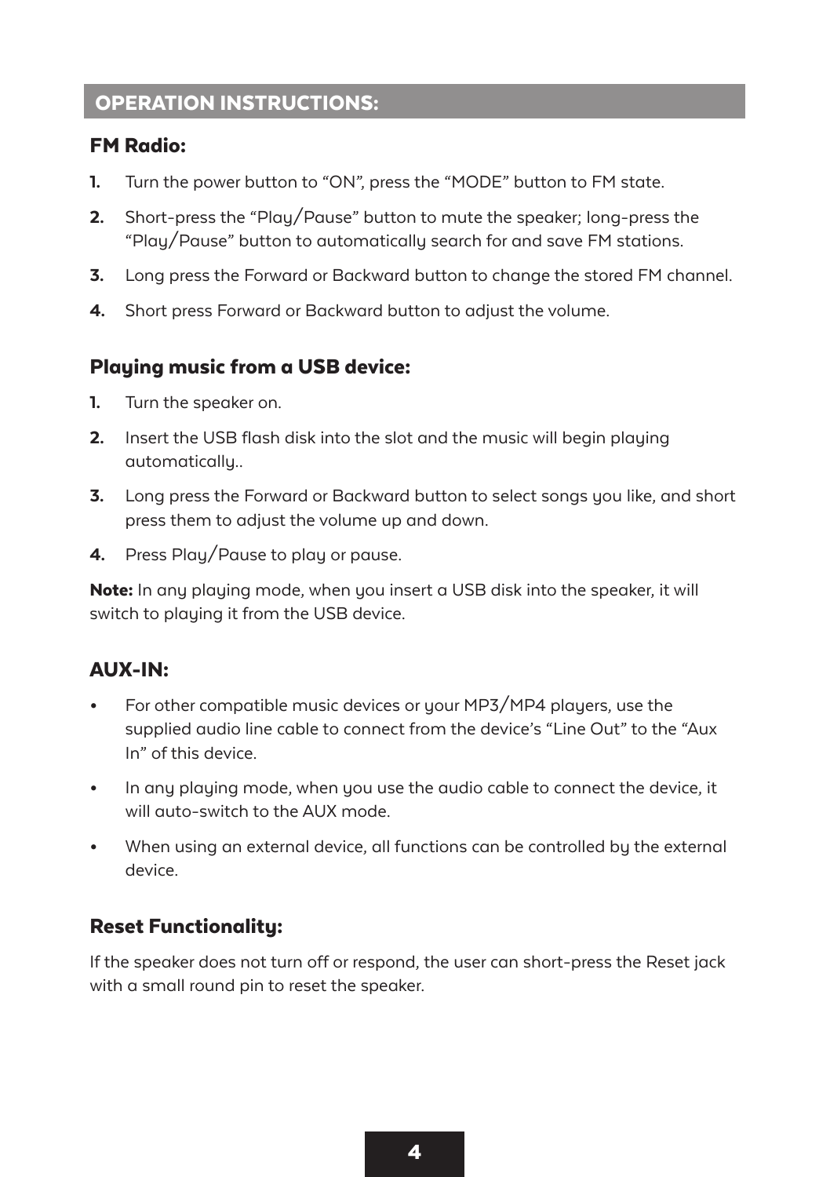## OPERATION INSTRUCTIONS:

### FM Radio:

1. Turn the power button to "ON", press the "MODE" button to FM state.
2. Short-press the "Play/Pause" button to mute the speaker; long-press the "Play/Pause" button to automatically search for and save FM stations.
3. Long press the Forward or Backward button to change the stored FM channel.
4. Short press Forward or Backward button to adjust the volume.

### Playing music from a USB device:

1. Turn the speaker on.
2. Insert the USB flash disk into the slot and the music will begin playing automatically..
3. Long press the Forward or Backward button to select songs you like, and short press them to adjust the volume up and down.
4. Press Play/Pause to play or pause.

**Note:** In any playing mode, when you insert a USB disk into the speaker, it will switch to playing it from the USB device.

### AUX-IN:

- For other compatible music devices or your MP3/MP4 players, use the supplied audio line cable to connect from the device's "Line Out" to the "Aux In" of this device.
- In any playing mode, when you use the audio cable to connect the device, it will auto-switch to the AUX mode.
- When using an external device, all functions can be controlled by the external device.

### Reset Functionality:

If the speaker does not turn off or respond, the user can short-press the Reset jack with a small round pin to reset the speaker.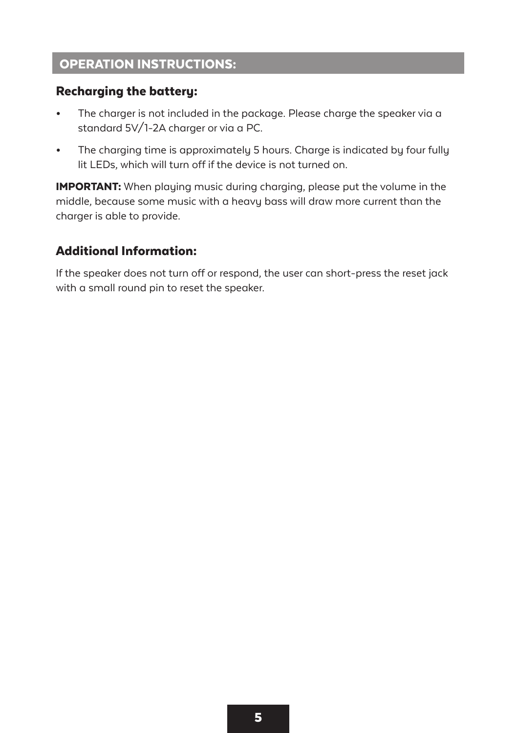## OPERATION INSTRUCTIONS:

### Recharging the battery:

- The charger is not included in the package. Please charge the speaker via a standard 5V/1-2A charger or via a PC.
- The charging time is approximately 5 hours. Charge is indicated by four fully lit LEDs, which will turn off if the device is not turned on.

**IMPORTANT:** When playing music during charging, please put the volume in the middle, because some music with a heavy bass will draw more current than the charger is able to provide.

### Additional Information:

If the speaker does not turn off or respond, the user can short-press the reset jack with a small round pin to reset the speaker.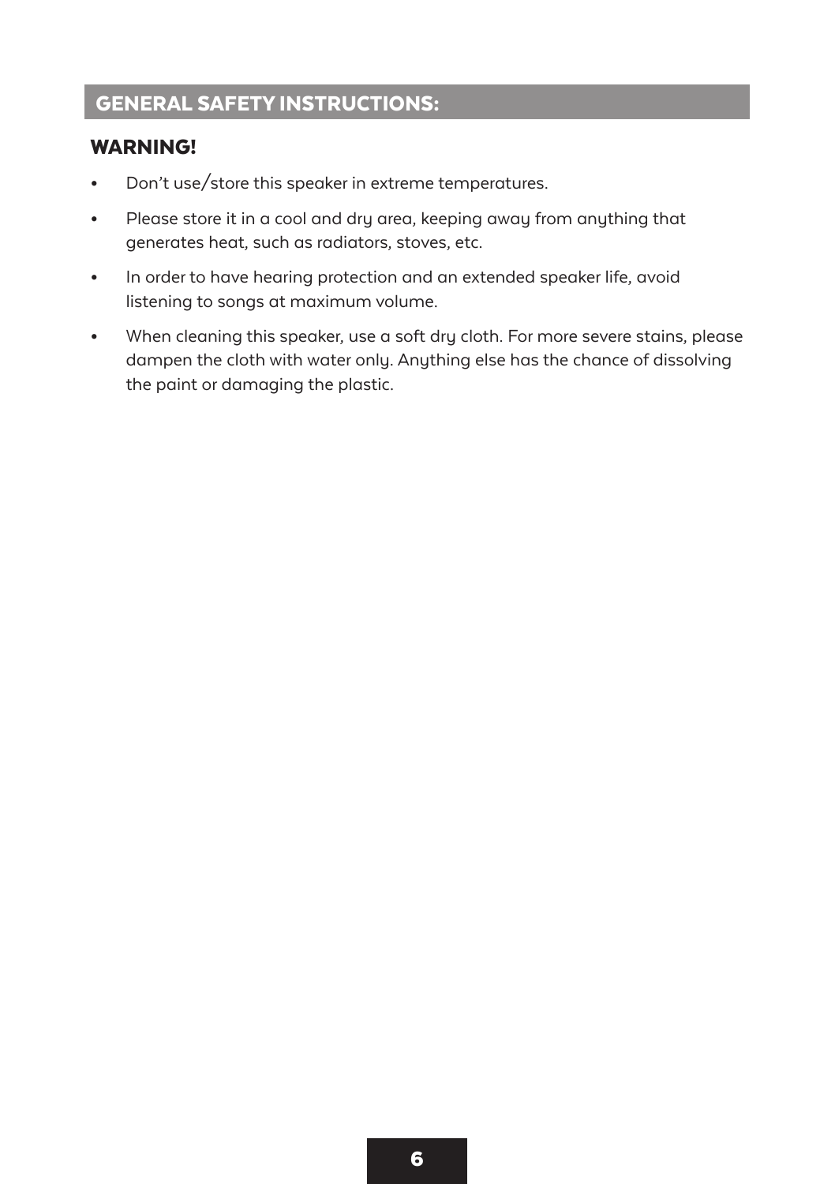## GENERAL SAFETY INSTRUCTIONS:

### WARNING!

- Don't use/store this speaker in extreme temperatures.
- Please store it in a cool and dry area, keeping away from anything that generates heat, such as radiators, stoves, etc.
- In order to have hearing protection and an extended speaker life, avoid listening to songs at maximum volume.
- When cleaning this speaker, use a soft dry cloth. For more severe stains, please dampen the cloth with water only. Anything else has the chance of dissolving the paint or damaging the plastic.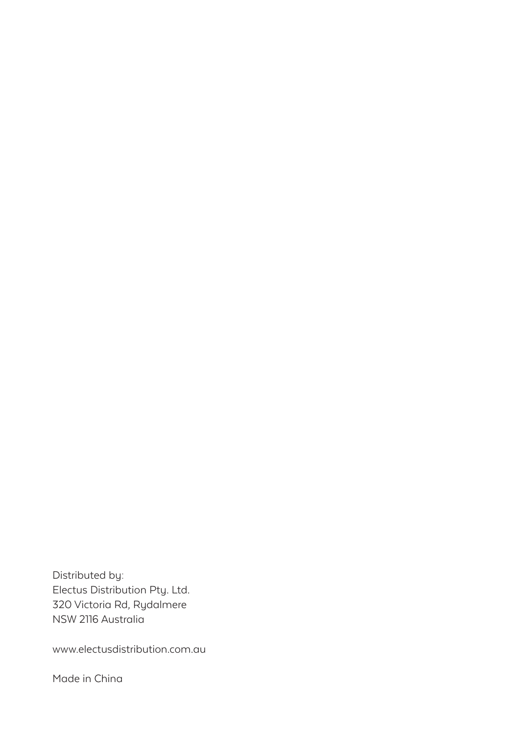Distributed by:
Electus Distribution Pty. Ltd.
320 Victoria Rd, Rydalmere
NSW 2116 Australia

www.electusdistribution.com.au

Made in China